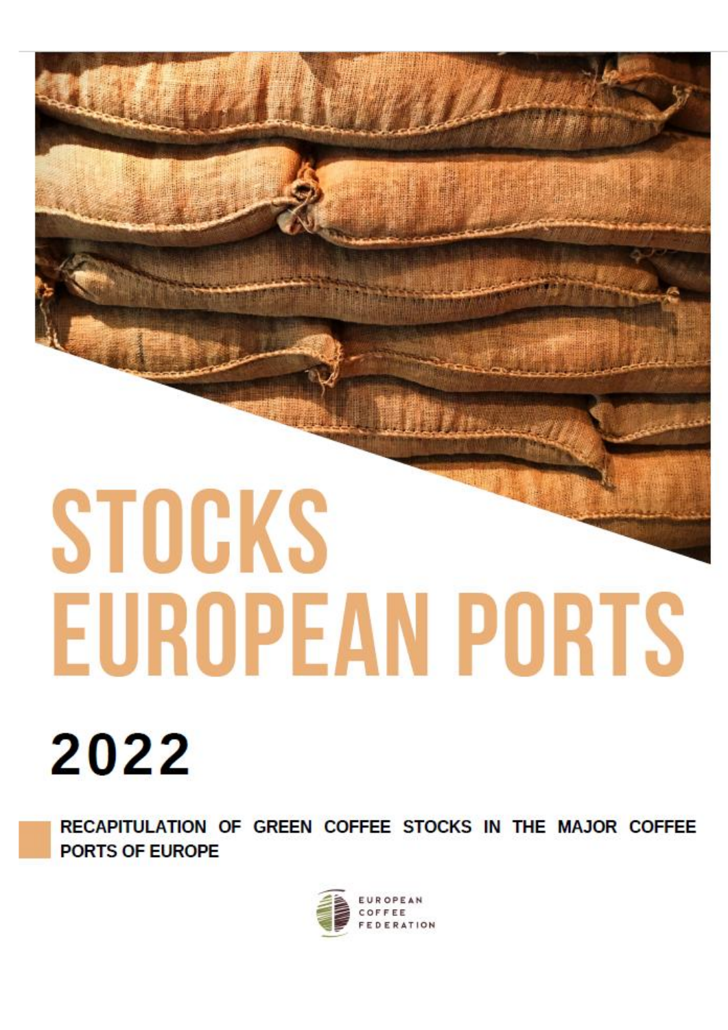# STOCKS EUROPEAN PORTS

## 2022

**RECAPITULATION OF GREEN COFFEE STOCKS IN THE MAJOR COFFEE PORTS OF EUROPE**

EUROPEAN COFFEE FEDERATION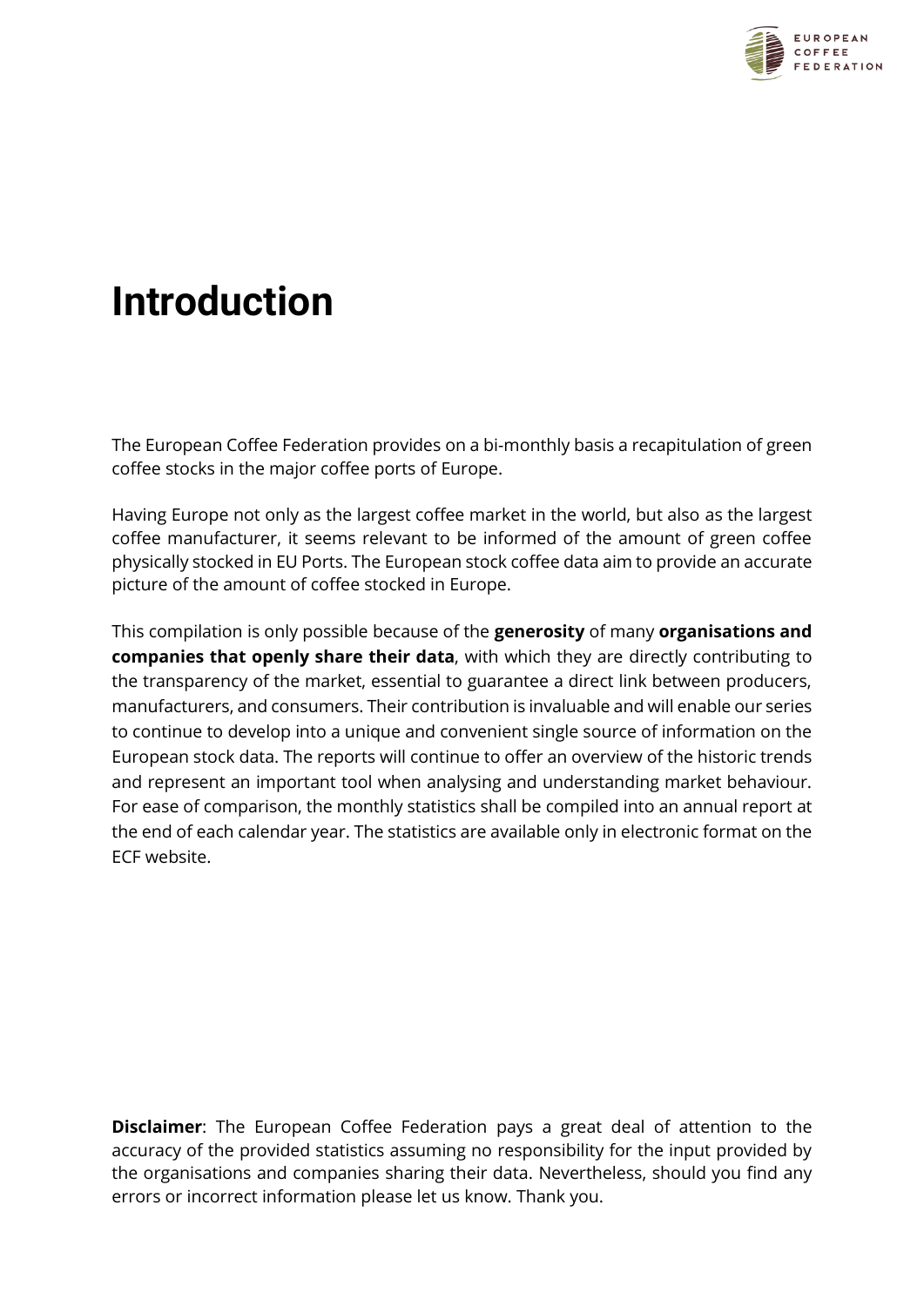# Introduction

The European Coffee Federation provides on a bi-monthly basis a recapitulation of green coffee stocks in the major coffee ports of Europe.

Having Europe not only as the largest coffee market in the world, but also as the largest coffee manufacturer, it seems relevant to be informed of the amount of green coffee physically stocked in EU Ports. The European stock coffee data aim to provide an accurate picture of the amount of coffee stocked in Europe.

This compilation is only possible because of the **generosity** of many **organisations and companies that openly share their data**, with which they are directly contributing to the transparency of the market, essential to guarantee a direct link between producers, manufacturers, and consumers. Their contribution is invaluable and will enable our series to continue to develop into a unique and convenient single source of information on the European stock data. The reports will continue to offer an overview of the historic trends and represent an important tool when analysing and understanding market behaviour. For ease of comparison, the monthly statistics shall be compiled into an annual report at the end of each calendar year. The statistics are available only in electronic format on the ECF website.

**Disclaimer**: The European Coffee Federation pays a great deal of attention to the accuracy of the provided statistics assuming no responsibility for the input provided by the organisations and companies sharing their data. Nevertheless, should you find any errors or incorrect information please let us know. Thank you.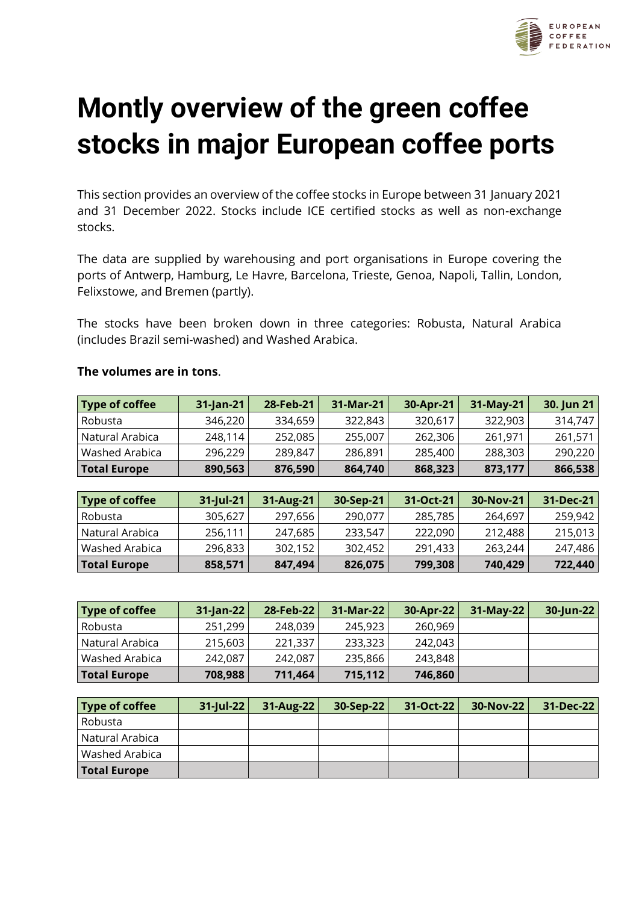# Montly overview of the green coffee stocks in major European coffee ports

This section provides an overview of the coffee stocks in Europe between 31 January 2021 and 31 December 2022. Stocks include ICE certified stocks as well as non-exchange stocks.

The data are supplied by warehousing and port organisations in Europe covering the ports of Antwerp, Hamburg, Le Havre, Barcelona, Trieste, Genoa, Napoli, Tallin, London, Felixstowe, and Bremen (partly).

The stocks have been broken down in three categories: Robusta, Natural Arabica (includes Brazil semi-washed) and Washed Arabica.

**The volumes are in tons**.

| Type of coffee | 31-Jan-21 | 28-Feb-21 | 31-Mar-21 | 30-Apr-21 | 31-May-21 | 30. Jun 21 |
|---|---|---|---|---|---|---|
| Robusta | 346,220 | 334,659 | 322,843 | 320,617 | 322,903 | 314,747 |
| Natural Arabica | 248,114 | 252,085 | 255,007 | 262,306 | 261,971 | 261,571 |
| Washed Arabica | 296,229 | 289,847 | 286,891 | 285,400 | 288,303 | 290,220 |
| **Total Europe** | **890,563** | **876,590** | **864,740** | **868,323** | **873,177** | **866,538** |

| Type of coffee | 31-Jul-21 | 31-Aug-21 | 30-Sep-21 | 31-Oct-21 | 30-Nov-21 | 31-Dec-21 |
|---|---|---|---|---|---|---|
| Robusta | 305,627 | 297,656 | 290,077 | 285,785 | 264,697 | 259,942 |
| Natural Arabica | 256,111 | 247,685 | 233,547 | 222,090 | 212,488 | 215,013 |
| Washed Arabica | 296,833 | 302,152 | 302,452 | 291,433 | 263,244 | 247,486 |
| **Total Europe** | **858,571** | **847,494** | **826,075** | **799,308** | **740,429** | **722,440** |

| Type of coffee | 31-Jan-22 | 28-Feb-22 | 31-Mar-22 | 30-Apr-22 | 31-May-22 | 30-Jun-22 |
|---|---|---|---|---|---|---|
| Robusta | 251,299 | 248,039 | 245,923 | 260,969 | | |
| Natural Arabica | 215,603 | 221,337 | 233,323 | 242,043 | | |
| Washed Arabica | 242,087 | 242,087 | 235,866 | 243,848 | | |
| **Total Europe** | **708,988** | **711,464** | **715,112** | **746,860** | | |

| Type of coffee | 31-Jul-22 | 31-Aug-22 | 30-Sep-22 | 31-Oct-22 | 30-Nov-22 | 31-Dec-22 |
|---|---|---|---|---|---|---|
| Robusta | | | | | | |
| Natural Arabica | | | | | | |
| Washed Arabica | | | | | | |
| **Total Europe** | | | | | | |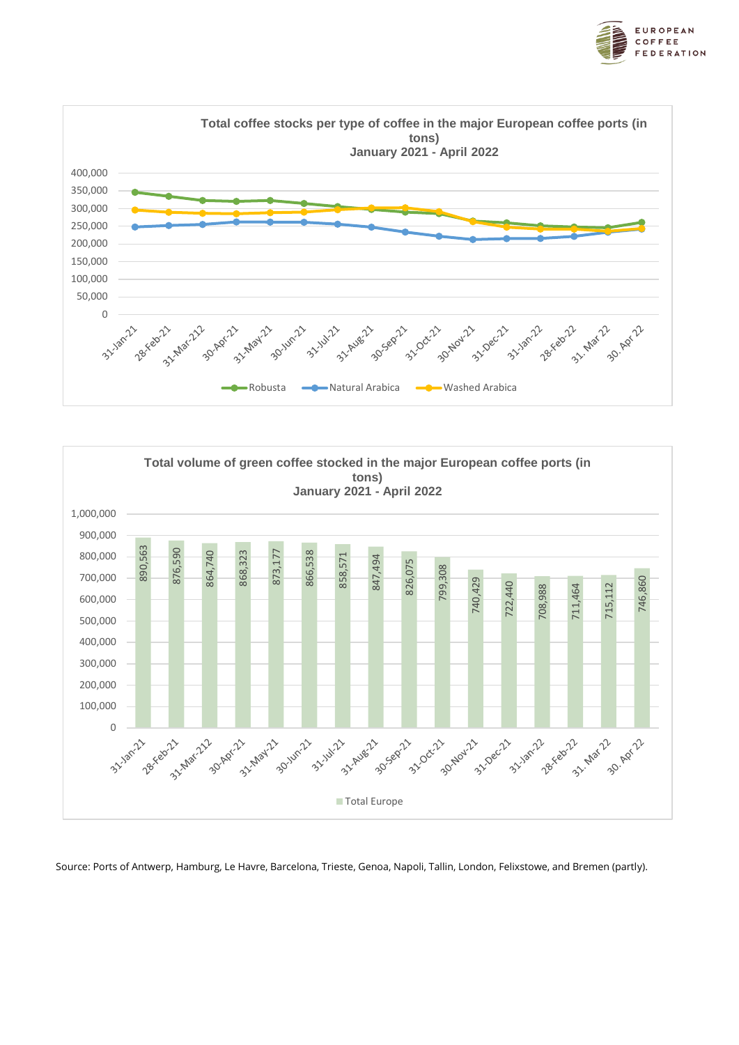**Total coffee stocks per type of coffee in the major European coffee ports (in tons)**
**January 2021 - April 2022**

**Total volume of green coffee stocked in the major European coffee ports (in tons)**
**January 2021 - April 2022**

| Date | Total Europe |
|---|---|
| 31-Jan-21 | 890,563 |
| 28-Feb-21 | 876,590 |
| 31-Mar-212 | 864,740 |
| 30-Apr-21 | 868,323 |
| 31-May-21 | 873,177 |
| 30-Jun-21 | 866,538 |
| 31-Jul-21 | 858,571 |
| 31-Aug-21 | 847,494 |
| 30-Sep-21 | 826,075 |
| 31-Oct-21 | 799,308 |
| 30-Nov-21 | 740,429 |
| 31-Dec-21 | 722,440 |
| 31-Jan-22 | 708,988 |
| 28-Feb-22 | 711,464 |
| 31. Mar 22 | 715,112 |
| 30. Apr 22 | 746,860 |

Source: Ports of Antwerp, Hamburg, Le Havre, Barcelona, Trieste, Genoa, Napoli, Tallin, London, Felixstowe, and Bremen (partly).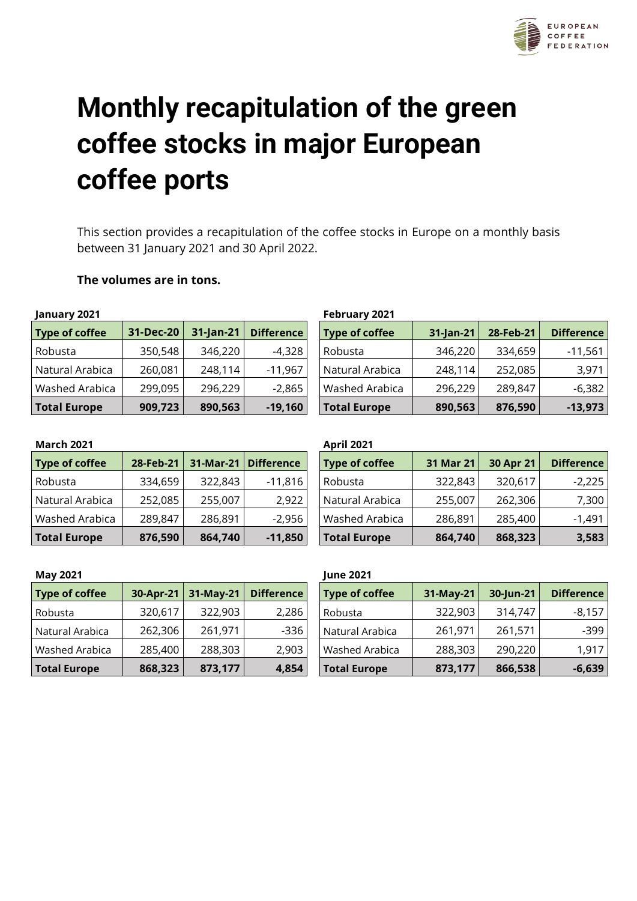# Monthly recapitulation of the green coffee stocks in major European coffee ports

This section provides a recapitulation of the coffee stocks in Europe on a monthly basis between 31 January 2021 and 30 April 2022.

**The volumes are in tons.**

**January 2021**

| Type of coffee | 31-Dec-20 | 31-Jan-21 | Difference |
|---|---|---|---|
| Robusta | 350,548 | 346,220 | -4,328 |
| Natural Arabica | 260,081 | 248,114 | -11,967 |
| Washed Arabica | 299,095 | 296,229 | -2,865 |
| **Total Europe** | **909,723** | **890,563** | **-19,160** |

**February 2021**

| Type of coffee | 31-Jan-21 | 28-Feb-21 | Difference |
|---|---|---|---|
| Robusta | 346,220 | 334,659 | -11,561 |
| Natural Arabica | 248,114 | 252,085 | 3,971 |
| Washed Arabica | 296,229 | 289,847 | -6,382 |
| **Total Europe** | **890,563** | **876,590** | **-13,973** |

**March 2021**

| Type of coffee | 28-Feb-21 | 31-Mar-21 | Difference |
|---|---|---|---|
| Robusta | 334,659 | 322,843 | -11,816 |
| Natural Arabica | 252,085 | 255,007 | 2,922 |
| Washed Arabica | 289,847 | 286,891 | -2,956 |
| **Total Europe** | **876,590** | **864,740** | **-11,850** |

**April 2021**

| Type of coffee | 31 Mar 21 | 30 Apr 21 | Difference |
|---|---|---|---|
| Robusta | 322,843 | 320,617 | -2,225 |
| Natural Arabica | 255,007 | 262,306 | 7,300 |
| Washed Arabica | 286,891 | 285,400 | -1,491 |
| **Total Europe** | **864,740** | **868,323** | **3,583** |

**May 2021**

| Type of coffee | 30-Apr-21 | 31-May-21 | Difference |
|---|---|---|---|
| Robusta | 320,617 | 322,903 | 2,286 |
| Natural Arabica | 262,306 | 261,971 | -336 |
| Washed Arabica | 285,400 | 288,303 | 2,903 |
| **Total Europe** | **868,323** | **873,177** | **4,854** |

**June 2021**

| Type of coffee | 31-May-21 | 30-Jun-21 | Difference |
|---|---|---|---|
| Robusta | 322,903 | 314,747 | -8,157 |
| Natural Arabica | 261,971 | 261,571 | -399 |
| Washed Arabica | 288,303 | 290,220 | 1,917 |
| **Total Europe** | **873,177** | **866,538** | **-6,639** |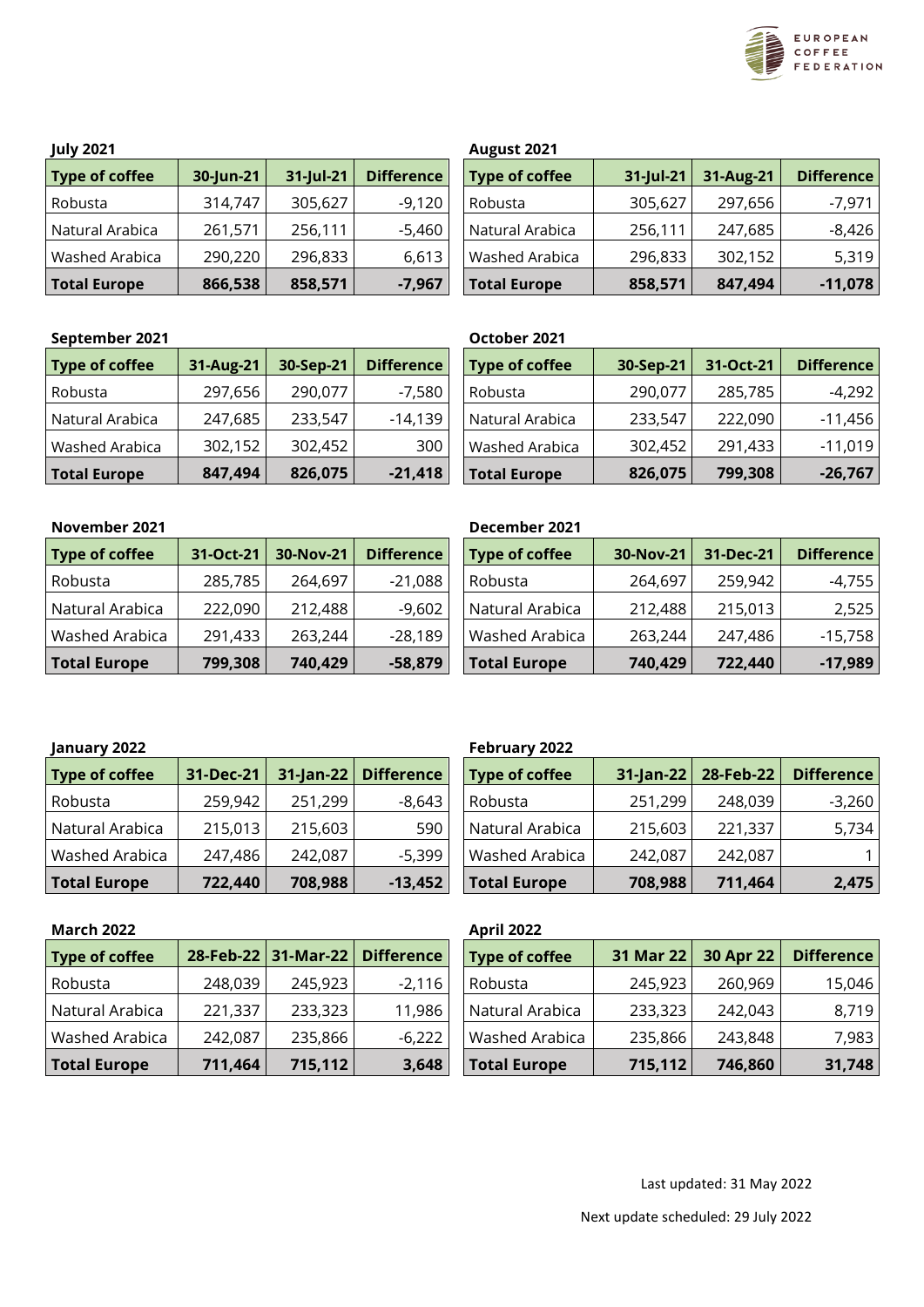**July 2021**

| Type of coffee | 30-Jun-21 | 31-Jul-21 | Difference |
|---|---|---|---|
| Robusta | 314,747 | 305,627 | -9,120 |
| Natural Arabica | 261,571 | 256,111 | -5,460 |
| Washed Arabica | 290,220 | 296,833 | 6,613 |
| **Total Europe** | **866,538** | **858,571** | **-7,967** |

**August 2021**

| Type of coffee | 31-Jul-21 | 31-Aug-21 | Difference |
|---|---|---|---|
| Robusta | 305,627 | 297,656 | -7,971 |
| Natural Arabica | 256,111 | 247,685 | -8,426 |
| Washed Arabica | 296,833 | 302,152 | 5,319 |
| **Total Europe** | **858,571** | **847,494** | **-11,078** |

**September 2021**

| Type of coffee | 31-Aug-21 | 30-Sep-21 | Difference |
|---|---|---|---|
| Robusta | 297,656 | 290,077 | -7,580 |
| Natural Arabica | 247,685 | 233,547 | -14,139 |
| Washed Arabica | 302,152 | 302,452 | 300 |
| **Total Europe** | **847,494** | **826,075** | **-21,418** |

**October 2021**

| Type of coffee | 30-Sep-21 | 31-Oct-21 | Difference |
|---|---|---|---|
| Robusta | 290,077 | 285,785 | -4,292 |
| Natural Arabica | 233,547 | 222,090 | -11,456 |
| Washed Arabica | 302,452 | 291,433 | -11,019 |
| **Total Europe** | **826,075** | **799,308** | **-26,767** |

**November 2021**

| Type of coffee | 31-Oct-21 | 30-Nov-21 | Difference |
|---|---|---|---|
| Robusta | 285,785 | 264,697 | -21,088 |
| Natural Arabica | 222,090 | 212,488 | -9,602 |
| Washed Arabica | 291,433 | 263,244 | -28,189 |
| **Total Europe** | **799,308** | **740,429** | **-58,879** |

**December 2021**

| Type of coffee | 30-Nov-21 | 31-Dec-21 | Difference |
|---|---|---|---|
| Robusta | 264,697 | 259,942 | -4,755 |
| Natural Arabica | 212,488 | 215,013 | 2,525 |
| Washed Arabica | 263,244 | 247,486 | -15,758 |
| **Total Europe** | **740,429** | **722,440** | **-17,989** |

**January 2022**

| Type of coffee | 31-Dec-21 | 31-Jan-22 | Difference |
|---|---|---|---|
| Robusta | 259,942 | 251,299 | -8,643 |
| Natural Arabica | 215,013 | 215,603 | 590 |
| Washed Arabica | 247,486 | 242,087 | -5,399 |
| **Total Europe** | **722,440** | **708,988** | **-13,452** |

**February 2022**

| Type of coffee | 31-Jan-22 | 28-Feb-22 | Difference |
|---|---|---|---|
| Robusta | 251,299 | 248,039 | -3,260 |
| Natural Arabica | 215,603 | 221,337 | 5,734 |
| Washed Arabica | 242,087 | 242,087 | 1 |
| **Total Europe** | **708,988** | **711,464** | **2,475** |

**March 2022**

| Type of coffee | 28-Feb-22 | 31-Mar-22 | Difference |
|---|---|---|---|
| Robusta | 248,039 | 245,923 | -2,116 |
| Natural Arabica | 221,337 | 233,323 | 11,986 |
| Washed Arabica | 242,087 | 235,866 | -6,222 |
| **Total Europe** | **711,464** | **715,112** | **3,648** |

**April 2022**

| Type of coffee | 31 Mar 22 | 30 Apr 22 | Difference |
|---|---|---|---|
| Robusta | 245,923 | 260,969 | 15,046 |
| Natural Arabica | 233,323 | 242,043 | 8,719 |
| Washed Arabica | 235,866 | 243,848 | 7,983 |
| **Total Europe** | **715,112** | **746,860** | **31,748** |

Last updated: 31 May 2022

Next update scheduled: 29 July 2022